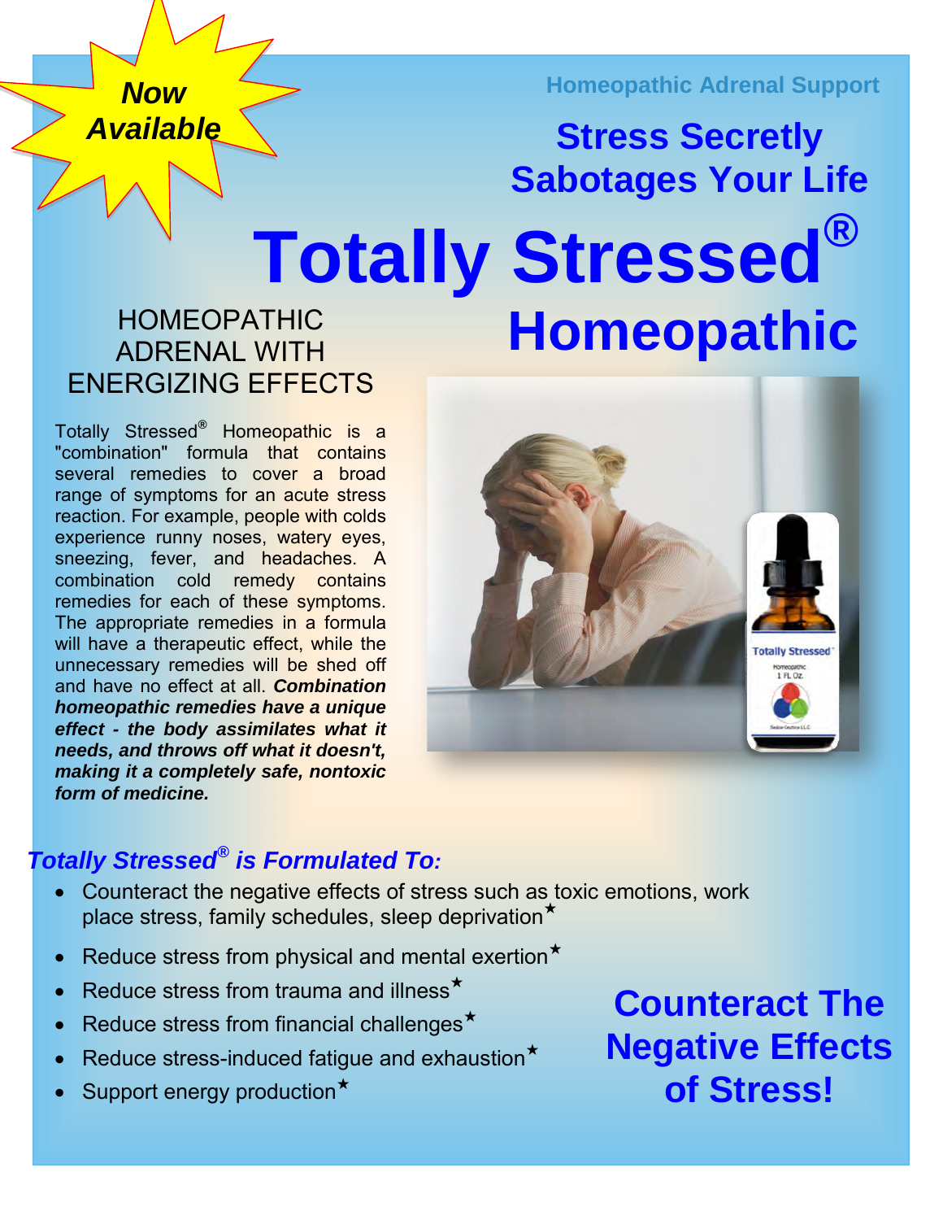**Now Available**

Homeopathic Adrenal Support

## Stress Secretly Sabotages Your Life

# Totally Stressed® Homeopathic

### HOMEOPATHIC ADRENAL WITH ENERGIZING EFFECTS

Totally Stressed® Homeopathic is a "combination" formula that contains several remedies to cover a broad range of symptoms for an acute stress reaction. For example, people with colds experience runny noses, watery eyes, sneezing, fever, and headaches. A combination cold remedy contains remedies for each of these symptoms. The appropriate remedies in a formula will have a therapeutic effect, while the unnecessary remedies will be shed off and have no effect at all. ***Combination homeopathic remedies have a unique effect - the body assimilates what it needs, and throws off what it doesn't, making it a completely safe, nontoxic form of medicine.***

### *Totally Stressed® is Formulated To:*

- Counteract the negative effects of stress such as toxic emotions, work place stress, family schedules, sleep deprivation★
- Reduce stress from physical and mental exertion★
- Reduce stress from trauma and illness★
- Reduce stress from financial challenges★
- Reduce stress-induced fatigue and exhaustion★
- Support energy production★

## Counteract The Negative Effects of Stress!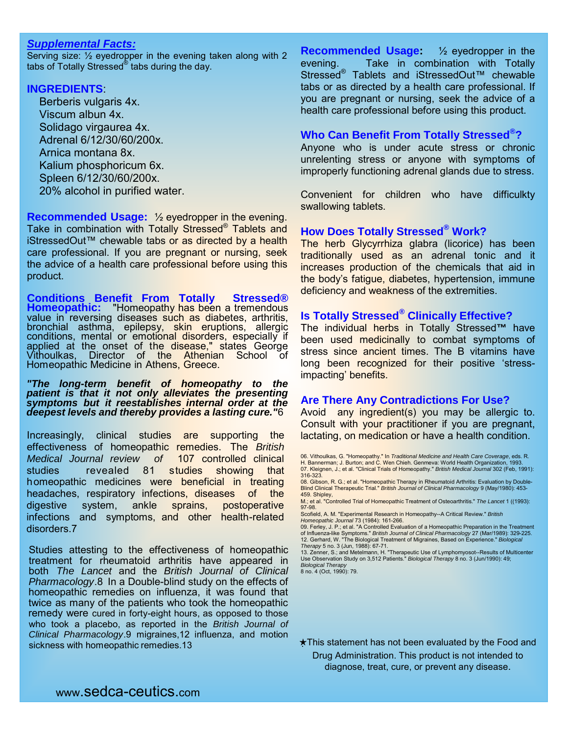## *Supplemental Facts:*

Serving size: ½ eyedropper in the evening taken along with 2 tabs of Totally Stressed® tabs during the day.

### INGREDIENTS:

Berberis vulgaris 4x.
Viscum albun 4x.
Solidago virgaurea 4x.
Adrenal 6/12/30/60/200x.
Arnica montana 8x.
Kalium phosphoricum 6x.
Spleen 6/12/30/60/200x.
20% alcohol in purified water.

**Recommended Usage:** ½ eyedropper in the evening. Take in combination with Totally Stressed® Tablets and iStressedOut™ chewable tabs or as directed by a health care professional. If you are pregnant or nursing, seek the advice of a health care professional before using this product.

**Conditions Benefit From Totally Stressed® Homeopathic:** "Homeopathy has been a tremendous value in reversing diseases such as diabetes, arthritis, bronchial asthma, epilepsy, skin eruptions, allergic conditions, mental or emotional disorders, especially if applied at the onset of the disease," states George Vithoulkas, Director of the Athenian School of Homeopathic Medicine in Athens, Greece.

***"The long-term benefit of homeopathy to the patient is that it not only alleviates the presenting symptoms but it reestablishes internal order at the deepest levels and thereby provides a lasting cure."***6

Increasingly, clinical studies are supporting the effectiveness of homeopathic remedies. The *British Medical Journal review of* 107 controlled clinical studies revealed 81 studies showing that homeopathic medicines were beneficial in treating headaches, respiratory infections, diseases of the digestive system, ankle sprains, postoperative infections and symptoms, and other health-related disorders.7

Studies attesting to the effectiveness of homeopathic treatment for rheumatoid arthritis have appeared in both *The Lancet* and the *British Journal of Clinical Pharmacology*.8 In a Double-blind study on the effects of homeopathic remedies on influenza, it was found that twice as many of the patients who took the homeopathic remedy were cured in forty-eight hours, as opposed to those who took a placebo, as reported in the *British Journal of Clinical Pharmacology*.9 migraines,12 influenza, and motion sickness with homeopathic remedies.13

**Recommended Usage:** ½ eyedropper in the evening. Take in combination with Totally Stressed® Tablets and iStressedOut™ chewable tabs or as directed by a health care professional. If you are pregnant or nursing, seek the advice of a health care professional before using this product.

### Who Can Benefit From Totally Stressed®?

Anyone who is under acute stress or chronic unrelenting stress or anyone with symptoms of improperly functioning adrenal glands due to stress.

Convenient for children who have difficulkty swallowing tablets.

### How Does Totally Stressed® Work?

The herb Glycyrrhiza glabra (licorice) has been traditionally used as an adrenal tonic and it increases production of the chemicals that aid in the body's fatigue, diabetes, hypertension, immune deficiency and weakness of the extremities.

### Is Totally Stressed® Clinically Effective?

The individual herbs in Totally Stressed™ have been used medicinally to combat symptoms of stress since ancient times. The B vitamins have long been recognized for their positive 'stress-impacting' benefits.

### Are There Any Contradictions For Use?

Avoid any ingredient(s) you may be allergic to. Consult with your practitioner if you are pregnant, lactating, on medication or have a health condition.

06. Vithoulkas, G. "Homeopathy." In *Traditional Medicine and Health Care Coverage*, eds. R. H. Bannerman; J. Burton; and C. Wen Chieh. Genmeva: World Health Organization, 1993.
07. Kleignen, J.; et al. "Clinical Trials of Homeopathy." *British Medical Journal* 302 (Feb, 1991): 316-323.
08. Gibson, R. G.; et al. "Homeopathic Therapy in Rheumatoid Arthritis: Evaluation by Double-Blind Clinical Therapeutic Trial." *British Journal of Clinical Pharmacology* 9 (May/1980): 453-459. Shipley,
M.; et al. "Controlled Trial of Homeopathic Treatment of Osteoarthritis." *The Lancet* 1 ((1993): 97-98.
Scofield, A. M. "Experimental Research in Homeopathy--A Critical Review." *British Homeopathic Journal* 73 (1984): 161-266.
09. Ferley, J. P.; et al. "A Controlled Evaluation of a Homeopathic Preparation in the Treatment of Influenza-like Symptoms." *British Journal of Clinical Pharmacology* 27 (Mar/1989): 329-225.
12. Gerhard, W. "The Biological Treatment of Migraines, Based on Experience." *Biological Therapy* 5 no. 3 (Jun, 1988): 67-71.
13. Zenner, S.; and Metelmann, H. "Therapeutic Use of Lymphomyosot--Results of Multicenter Use Observation Study on 3,512 Patients." *Biological Therapy* 8 no. 3 (Jun/1990): 49; *Biological Therapy*
8 no. 4 (Oct, 1990): 79.

★This statement has not been evaluated by the Food and Drug Administration. This product is not intended to diagnose, treat, cure, or prevent any disease.

www.sedca-ceutics.com